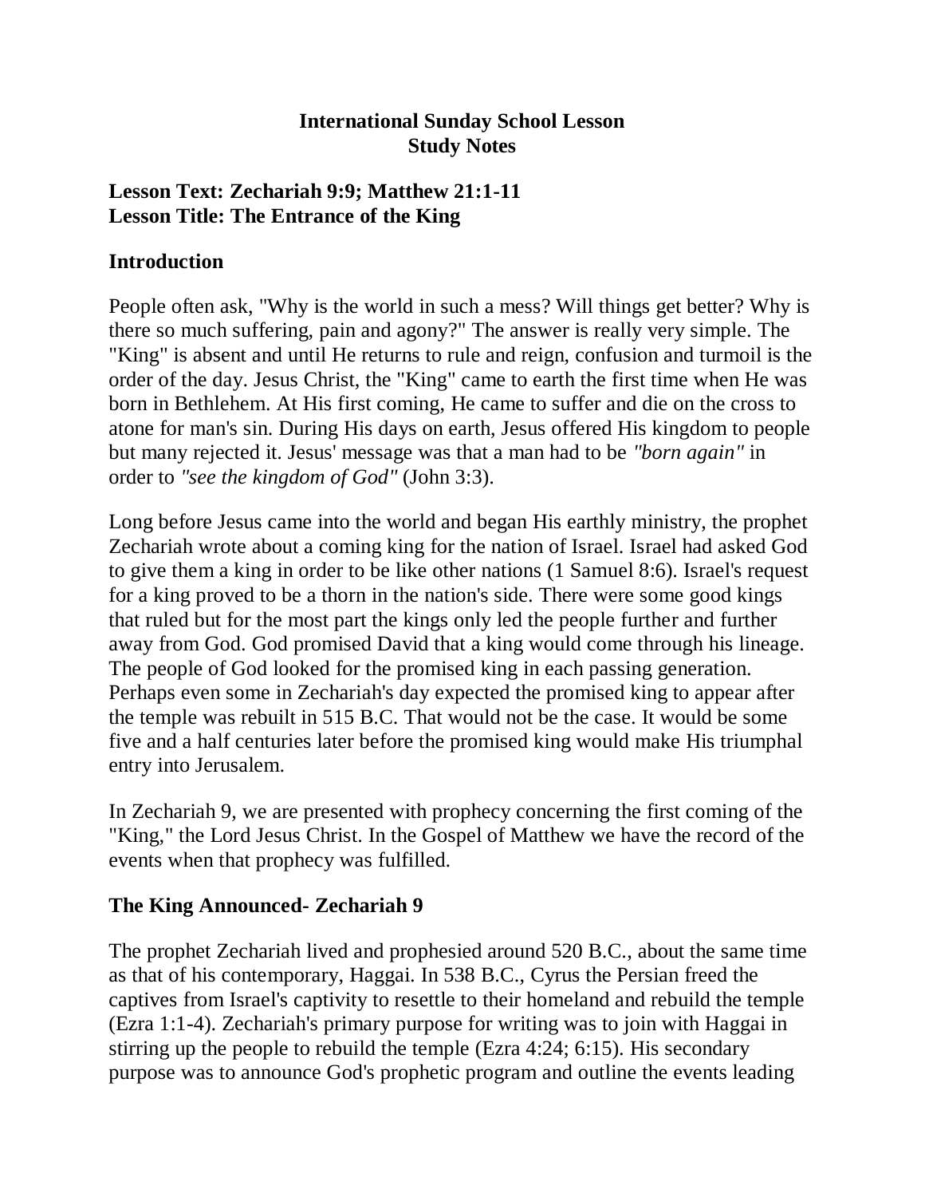**International Sunday School Lesson**
**Study Notes**

## Lesson Text: Zechariah 9:9; Matthew 21:1-11
## Lesson Title: The Entrance of the King

### Introduction

People often ask, "Why is the world in such a mess? Will things get better? Why is there so much suffering, pain and agony?" The answer is really very simple. The "King" is absent and until He returns to rule and reign, confusion and turmoil is the order of the day. Jesus Christ, the "King" came to earth the first time when He was born in Bethlehem. At His first coming, He came to suffer and die on the cross to atone for man's sin. During His days on earth, Jesus offered His kingdom to people but many rejected it. Jesus' message was that a man had to be *"born again"* in order to *"see the kingdom of God"* (John 3:3).

Long before Jesus came into the world and began His earthly ministry, the prophet Zechariah wrote about a coming king for the nation of Israel. Israel had asked God to give them a king in order to be like other nations (1 Samuel 8:6). Israel's request for a king proved to be a thorn in the nation's side. There were some good kings that ruled but for the most part the kings only led the people further and further away from God. God promised David that a king would come through his lineage. The people of God looked for the promised king in each passing generation. Perhaps even some in Zechariah's day expected the promised king to appear after the temple was rebuilt in 515 B.C. That would not be the case. It would be some five and a half centuries later before the promised king would make His triumphal entry into Jerusalem.

In Zechariah 9, we are presented with prophecy concerning the first coming of the "King," the Lord Jesus Christ. In the Gospel of Matthew we have the record of the events when that prophecy was fulfilled.

### The King Announced- Zechariah 9

The prophet Zechariah lived and prophesied around 520 B.C., about the same time as that of his contemporary, Haggai. In 538 B.C., Cyrus the Persian freed the captives from Israel's captivity to resettle to their homeland and rebuild the temple (Ezra 1:1-4). Zechariah's primary purpose for writing was to join with Haggai in stirring up the people to rebuild the temple (Ezra 4:24; 6:15). His secondary purpose was to announce God's prophetic program and outline the events leading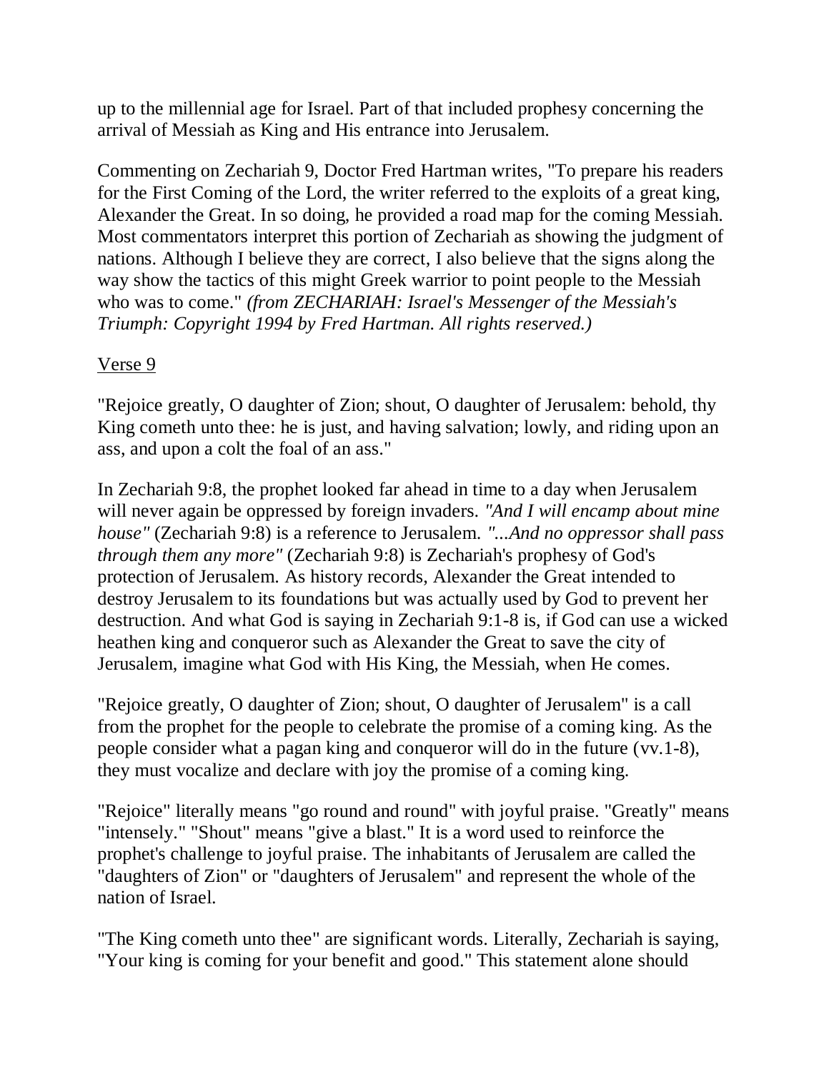up to the millennial age for Israel. Part of that included prophesy concerning the arrival of Messiah as King and His entrance into Jerusalem.

Commenting on Zechariah 9, Doctor Fred Hartman writes, "To prepare his readers for the First Coming of the Lord, the writer referred to the exploits of a great king, Alexander the Great. In so doing, he provided a road map for the coming Messiah. Most commentators interpret this portion of Zechariah as showing the judgment of nations. Although I believe they are correct, I also believe that the signs along the way show the tactics of this might Greek warrior to point people to the Messiah who was to come." *(from ZECHARIAH: Israel's Messenger of the Messiah's Triumph: Copyright 1994 by Fred Hartman. All rights reserved.)*

<u>Verse 9</u>

"Rejoice greatly, O daughter of Zion; shout, O daughter of Jerusalem: behold, thy King cometh unto thee: he is just, and having salvation; lowly, and riding upon an ass, and upon a colt the foal of an ass."

In Zechariah 9:8, the prophet looked far ahead in time to a day when Jerusalem will never again be oppressed by foreign invaders. *"And I will encamp about mine house"* (Zechariah 9:8) is a reference to Jerusalem. *"...And no oppressor shall pass through them any more"* (Zechariah 9:8) is Zechariah's prophesy of God's protection of Jerusalem. As history records, Alexander the Great intended to destroy Jerusalem to its foundations but was actually used by God to prevent her destruction. And what God is saying in Zechariah 9:1-8 is, if God can use a wicked heathen king and conqueror such as Alexander the Great to save the city of Jerusalem, imagine what God with His King, the Messiah, when He comes.

"Rejoice greatly, O daughter of Zion; shout, O daughter of Jerusalem" is a call from the prophet for the people to celebrate the promise of a coming king. As the people consider what a pagan king and conqueror will do in the future (vv.1-8), they must vocalize and declare with joy the promise of a coming king.

"Rejoice" literally means "go round and round" with joyful praise. "Greatly" means "intensely." "Shout" means "give a blast." It is a word used to reinforce the prophet's challenge to joyful praise. The inhabitants of Jerusalem are called the "daughters of Zion" or "daughters of Jerusalem" and represent the whole of the nation of Israel.

"The King cometh unto thee" are significant words. Literally, Zechariah is saying, "Your king is coming for your benefit and good." This statement alone should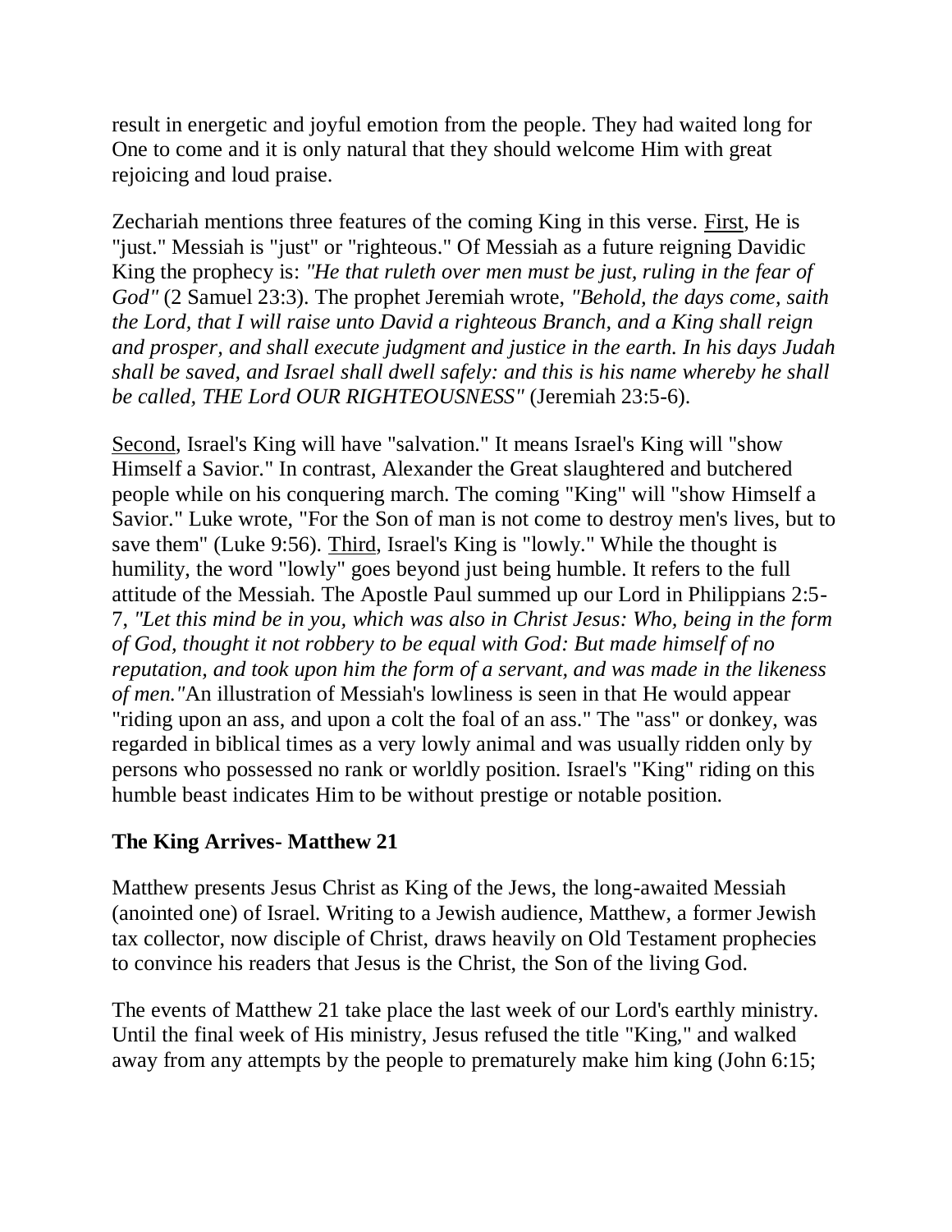result in energetic and joyful emotion from the people. They had waited long for One to come and it is only natural that they should welcome Him with great rejoicing and loud praise.

Zechariah mentions three features of the coming King in this verse. First, He is "just." Messiah is "just" or "righteous." Of Messiah as a future reigning Davidic King the prophecy is: *"He that ruleth over men must be just, ruling in the fear of God"* (2 Samuel 23:3). The prophet Jeremiah wrote, *"Behold, the days come, saith the Lord, that I will raise unto David a righteous Branch, and a King shall reign and prosper, and shall execute judgment and justice in the earth. In his days Judah shall be saved, and Israel shall dwell safely: and this is his name whereby he shall be called, THE Lord OUR RIGHTEOUSNESS"* (Jeremiah 23:5-6).

Second, Israel's King will have "salvation." It means Israel's King will "show Himself a Savior." In contrast, Alexander the Great slaughtered and butchered people while on his conquering march. The coming "King" will "show Himself a Savior." Luke wrote, "For the Son of man is not come to destroy men's lives, but to save them" (Luke 9:56). Third, Israel's King is "lowly." While the thought is humility, the word "lowly" goes beyond just being humble. It refers to the full attitude of the Messiah. The Apostle Paul summed up our Lord in Philippians 2:5-7, *"Let this mind be in you, which was also in Christ Jesus: Who, being in the form of God, thought it not robbery to be equal with God: But made himself of no reputation, and took upon him the form of a servant, and was made in the likeness of men."*An illustration of Messiah's lowliness is seen in that He would appear "riding upon an ass, and upon a colt the foal of an ass." The "ass" or donkey, was regarded in biblical times as a very lowly animal and was usually ridden only by persons who possessed no rank or worldly position. Israel's "King" riding on this humble beast indicates Him to be without prestige or notable position.

**The King Arrives- Matthew 21**

Matthew presents Jesus Christ as King of the Jews, the long-awaited Messiah (anointed one) of Israel. Writing to a Jewish audience, Matthew, a former Jewish tax collector, now disciple of Christ, draws heavily on Old Testament prophecies to convince his readers that Jesus is the Christ, the Son of the living God.

The events of Matthew 21 take place the last week of our Lord's earthly ministry. Until the final week of His ministry, Jesus refused the title "King," and walked away from any attempts by the people to prematurely make him king (John 6:15;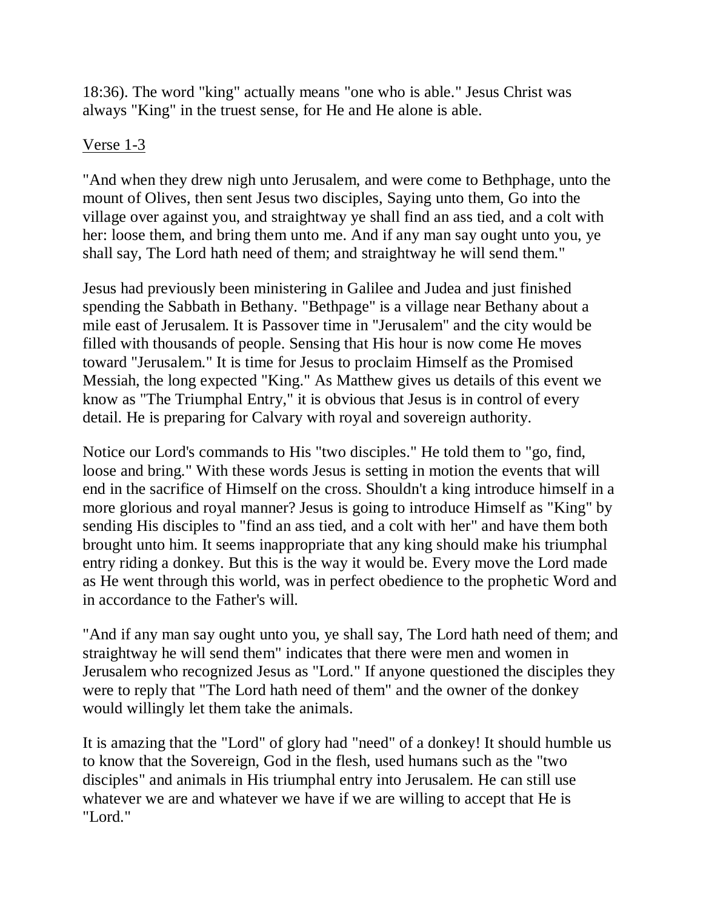18:36). The word "king" actually means "one who is able." Jesus Christ was always "King" in the truest sense, for He and He alone is able.

<u>Verse 1-3</u>

"And when they drew nigh unto Jerusalem, and were come to Bethphage, unto the mount of Olives, then sent Jesus two disciples, Saying unto them, Go into the village over against you, and straightway ye shall find an ass tied, and a colt with her: loose them, and bring them unto me. And if any man say ought unto you, ye shall say, The Lord hath need of them; and straightway he will send them."

Jesus had previously been ministering in Galilee and Judea and just finished spending the Sabbath in Bethany. "Bethpage" is a village near Bethany about a mile east of Jerusalem. It is Passover time in "Jerusalem" and the city would be filled with thousands of people. Sensing that His hour is now come He moves toward "Jerusalem." It is time for Jesus to proclaim Himself as the Promised Messiah, the long expected "King." As Matthew gives us details of this event we know as "The Triumphal Entry," it is obvious that Jesus is in control of every detail. He is preparing for Calvary with royal and sovereign authority.

Notice our Lord's commands to His "two disciples." He told them to "go, find, loose and bring." With these words Jesus is setting in motion the events that will end in the sacrifice of Himself on the cross. Shouldn't a king introduce himself in a more glorious and royal manner? Jesus is going to introduce Himself as "King" by sending His disciples to "find an ass tied, and a colt with her" and have them both brought unto him. It seems inappropriate that any king should make his triumphal entry riding a donkey. But this is the way it would be. Every move the Lord made as He went through this world, was in perfect obedience to the prophetic Word and in accordance to the Father's will.

"And if any man say ought unto you, ye shall say, The Lord hath need of them; and straightway he will send them" indicates that there were men and women in Jerusalem who recognized Jesus as "Lord." If anyone questioned the disciples they were to reply that "The Lord hath need of them" and the owner of the donkey would willingly let them take the animals.

It is amazing that the "Lord" of glory had "need" of a donkey! It should humble us to know that the Sovereign, God in the flesh, used humans such as the "two disciples" and animals in His triumphal entry into Jerusalem. He can still use whatever we are and whatever we have if we are willing to accept that He is "Lord."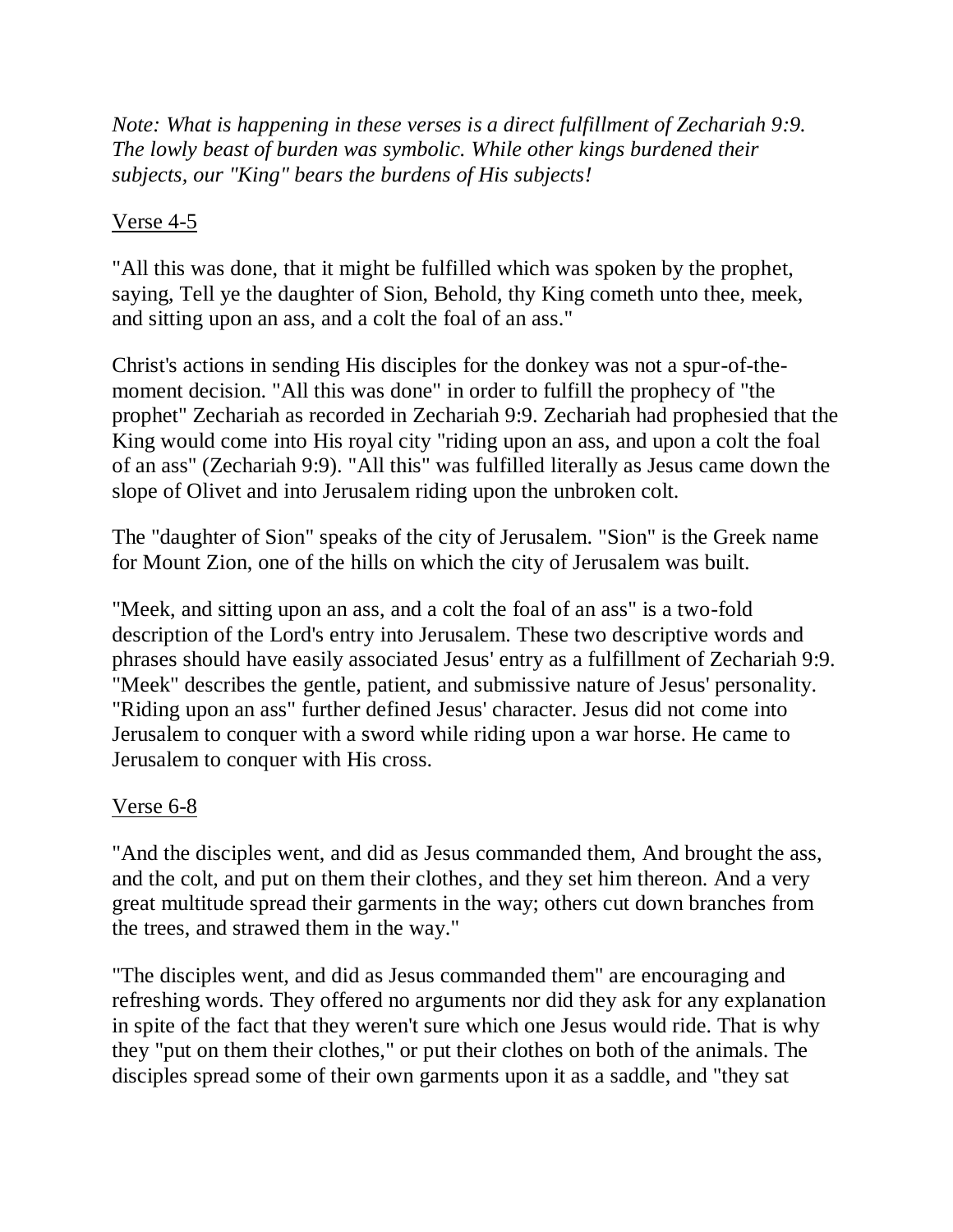*Note: What is happening in these verses is a direct fulfillment of Zechariah 9:9. The lowly beast of burden was symbolic. While other kings burdened their subjects, our "King" bears the burdens of His subjects!*

<u>Verse 4-5</u>

"All this was done, that it might be fulfilled which was spoken by the prophet, saying, Tell ye the daughter of Sion, Behold, thy King cometh unto thee, meek, and sitting upon an ass, and a colt the foal of an ass."

Christ's actions in sending His disciples for the donkey was not a spur-of-the-moment decision. "All this was done" in order to fulfill the prophecy of "the prophet" Zechariah as recorded in Zechariah 9:9. Zechariah had prophesied that the King would come into His royal city "riding upon an ass, and upon a colt the foal of an ass" (Zechariah 9:9). "All this" was fulfilled literally as Jesus came down the slope of Olivet and into Jerusalem riding upon the unbroken colt.

The "daughter of Sion" speaks of the city of Jerusalem. "Sion" is the Greek name for Mount Zion, one of the hills on which the city of Jerusalem was built.

"Meek, and sitting upon an ass, and a colt the foal of an ass" is a two-fold description of the Lord's entry into Jerusalem. These two descriptive words and phrases should have easily associated Jesus' entry as a fulfillment of Zechariah 9:9. "Meek" describes the gentle, patient, and submissive nature of Jesus' personality. "Riding upon an ass" further defined Jesus' character. Jesus did not come into Jerusalem to conquer with a sword while riding upon a war horse. He came to Jerusalem to conquer with His cross.

<u>Verse 6-8</u>

"And the disciples went, and did as Jesus commanded them, And brought the ass, and the colt, and put on them their clothes, and they set him thereon. And a very great multitude spread their garments in the way; others cut down branches from the trees, and strawed them in the way."

"The disciples went, and did as Jesus commanded them" are encouraging and refreshing words. They offered no arguments nor did they ask for any explanation in spite of the fact that they weren't sure which one Jesus would ride. That is why they "put on them their clothes," or put their clothes on both of the animals. The disciples spread some of their own garments upon it as a saddle, and "they sat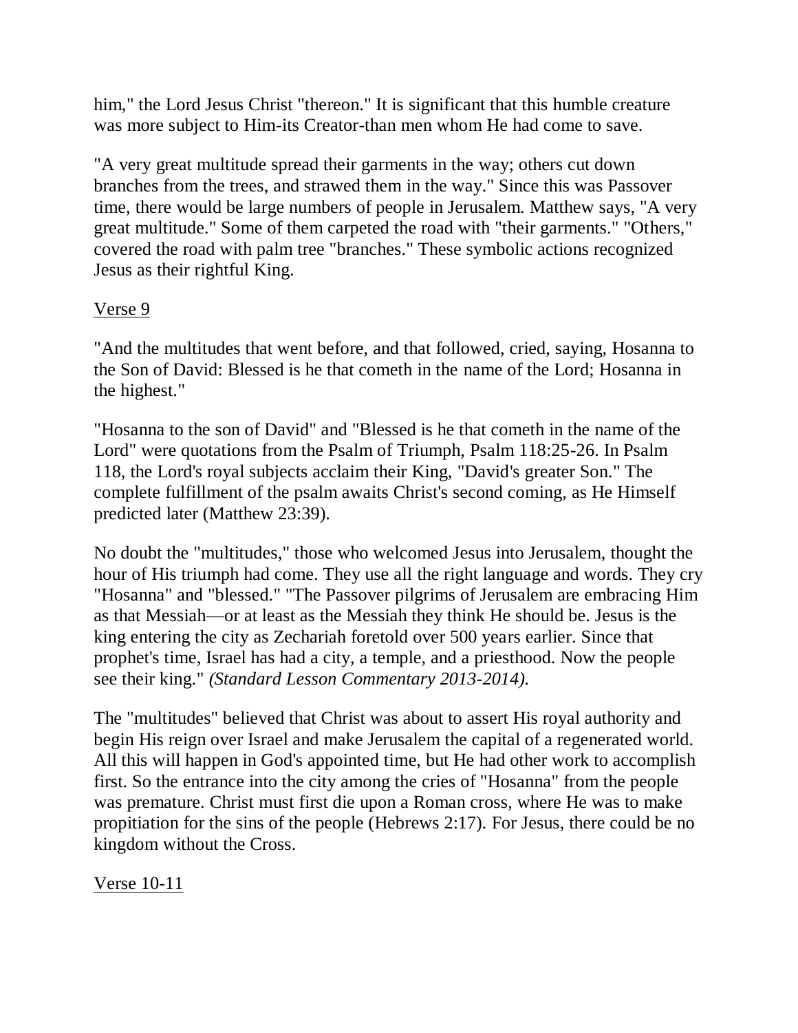him," the Lord Jesus Christ "thereon." It is significant that this humble creature was more subject to Him-its Creator-than men whom He had come to save.

"A very great multitude spread their garments in the way; others cut down branches from the trees, and strawed them in the way." Since this was Passover time, there would be large numbers of people in Jerusalem. Matthew says, "A very great multitude." Some of them carpeted the road with "their garments." "Others," covered the road with palm tree "branches." These symbolic actions recognized Jesus as their rightful King.

<u>Verse 9</u>

"And the multitudes that went before, and that followed, cried, saying, Hosanna to the Son of David: Blessed is he that cometh in the name of the Lord; Hosanna in the highest."

"Hosanna to the son of David" and "Blessed is he that cometh in the name of the Lord" were quotations from the Psalm of Triumph, Psalm 118:25-26. In Psalm 118, the Lord's royal subjects acclaim their King, "David's greater Son." The complete fulfillment of the psalm awaits Christ's second coming, as He Himself predicted later (Matthew 23:39).

No doubt the "multitudes," those who welcomed Jesus into Jerusalem, thought the hour of His triumph had come. They use all the right language and words. They cry "Hosanna" and "blessed." "The Passover pilgrims of Jerusalem are embracing Him as that Messiah—or at least as the Messiah they think He should be. Jesus is the king entering the city as Zechariah foretold over 500 years earlier. Since that prophet's time, Israel has had a city, a temple, and a priesthood. Now the people see their king." *(Standard Lesson Commentary 2013-2014).*

The "multitudes" believed that Christ was about to assert His royal authority and begin His reign over Israel and make Jerusalem the capital of a regenerated world. All this will happen in God's appointed time, but He had other work to accomplish first. So the entrance into the city among the cries of "Hosanna" from the people was premature. Christ must first die upon a Roman cross, where He was to make propitiation for the sins of the people (Hebrews 2:17). For Jesus, there could be no kingdom without the Cross.

<u>Verse 10-11</u>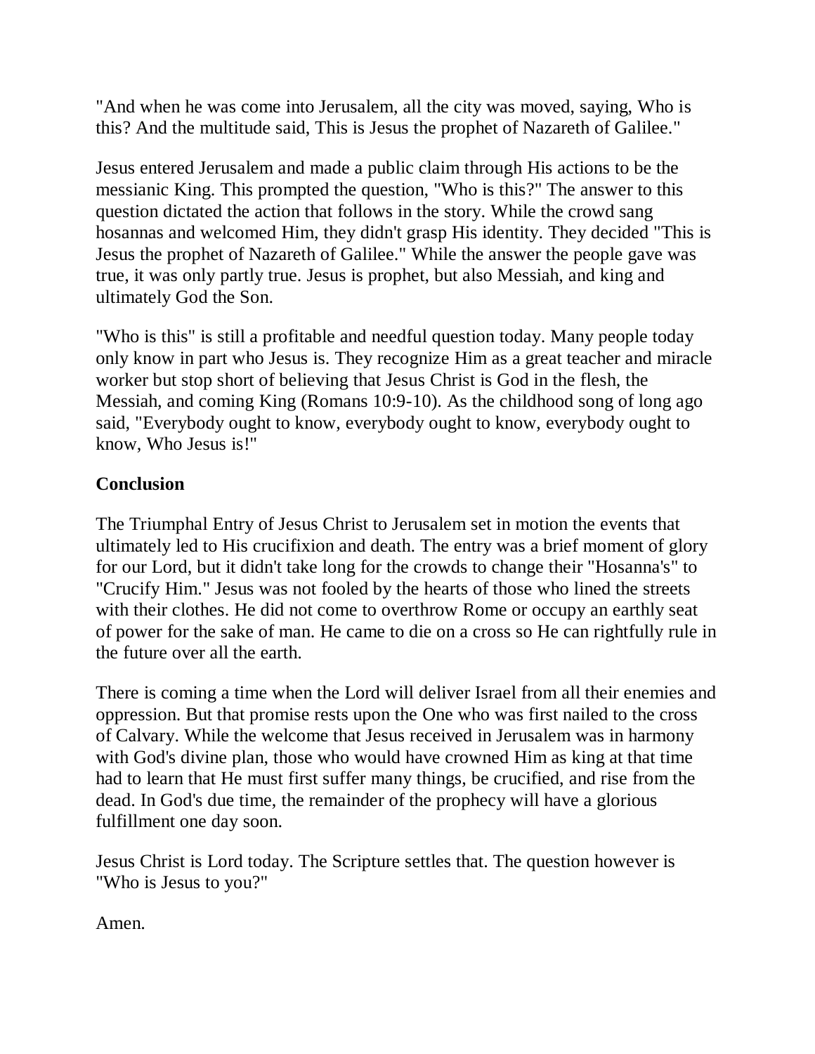"And when he was come into Jerusalem, all the city was moved, saying, Who is this? And the multitude said, This is Jesus the prophet of Nazareth of Galilee."

Jesus entered Jerusalem and made a public claim through His actions to be the messianic King. This prompted the question, "Who is this?" The answer to this question dictated the action that follows in the story. While the crowd sang hosannas and welcomed Him, they didn't grasp His identity. They decided "This is Jesus the prophet of Nazareth of Galilee." While the answer the people gave was true, it was only partly true. Jesus is prophet, but also Messiah, and king and ultimately God the Son.

"Who is this" is still a profitable and needful question today. Many people today only know in part who Jesus is. They recognize Him as a great teacher and miracle worker but stop short of believing that Jesus Christ is God in the flesh, the Messiah, and coming King (Romans 10:9-10). As the childhood song of long ago said, "Everybody ought to know, everybody ought to know, everybody ought to know, Who Jesus is!"

**Conclusion**

The Triumphal Entry of Jesus Christ to Jerusalem set in motion the events that ultimately led to His crucifixion and death. The entry was a brief moment of glory for our Lord, but it didn't take long for the crowds to change their "Hosanna's" to "Crucify Him." Jesus was not fooled by the hearts of those who lined the streets with their clothes. He did not come to overthrow Rome or occupy an earthly seat of power for the sake of man. He came to die on a cross so He can rightfully rule in the future over all the earth.

There is coming a time when the Lord will deliver Israel from all their enemies and oppression. But that promise rests upon the One who was first nailed to the cross of Calvary. While the welcome that Jesus received in Jerusalem was in harmony with God's divine plan, those who would have crowned Him as king at that time had to learn that He must first suffer many things, be crucified, and rise from the dead. In God's due time, the remainder of the prophecy will have a glorious fulfillment one day soon.

Jesus Christ is Lord today. The Scripture settles that. The question however is "Who is Jesus to you?"

Amen.